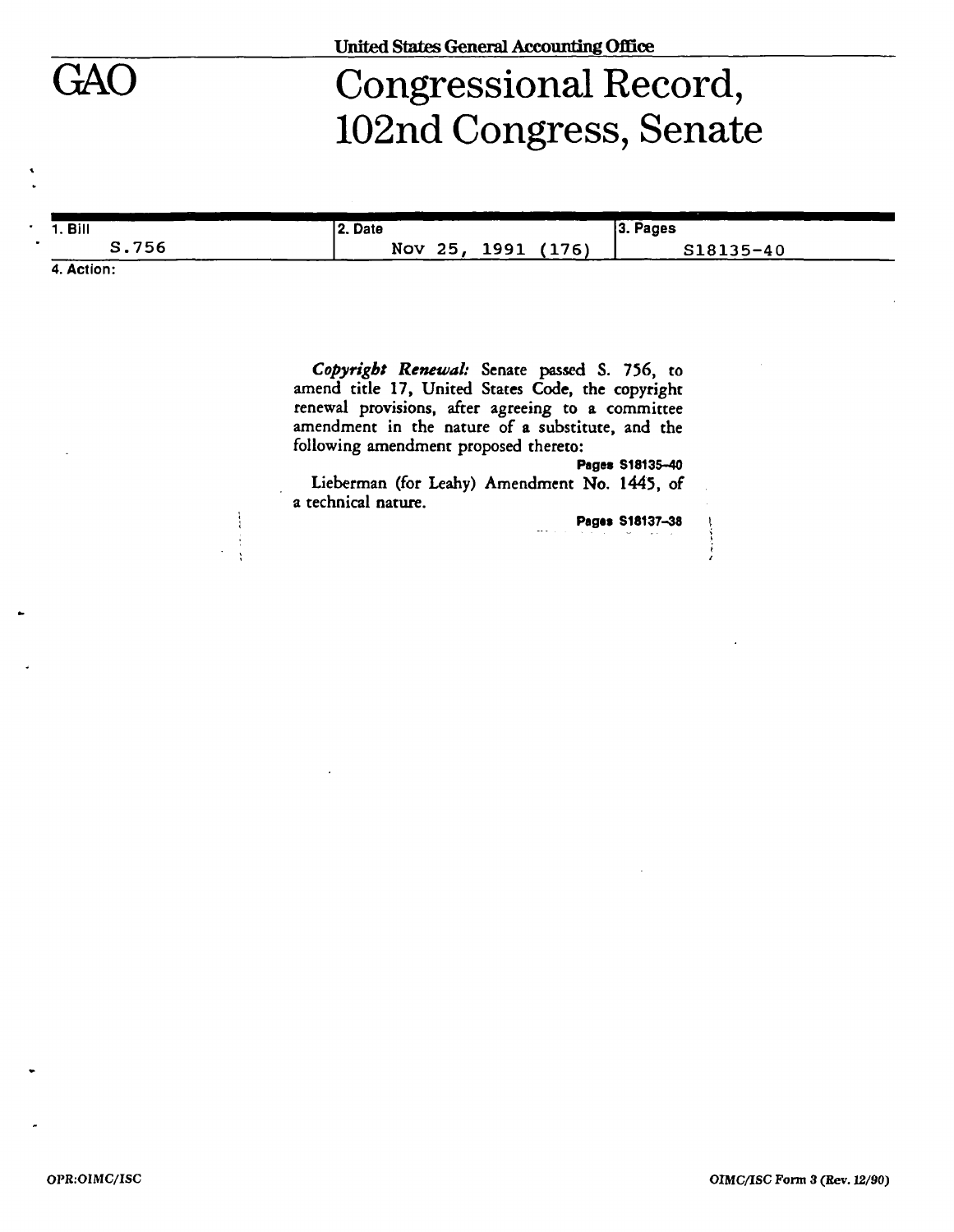United States General Accounting Office

# GAO Congressional Record, 102nd Congress, Senate

| 1. Bill | 2. Date | 3. Pages |
| --- | --- | --- |
| S.756 | Nov 25, 1991 (176) | S18135-40 |

4. Action:

*Copyright Renewal:* Senate passed S. 756, to amend title 17, United States Code, the copyright renewal provisions, after agreeing to a committee amendment in the nature of a substitute, and the following amendment proposed thereto:

**Pages S18135–40**

Lieberman (for Leahy) Amendment No. 1445, of a technical nature.

**Pages S18137–38**

OPR:OIMC/ISC

OIMC/ISC Form 3 (Rev. 12/90)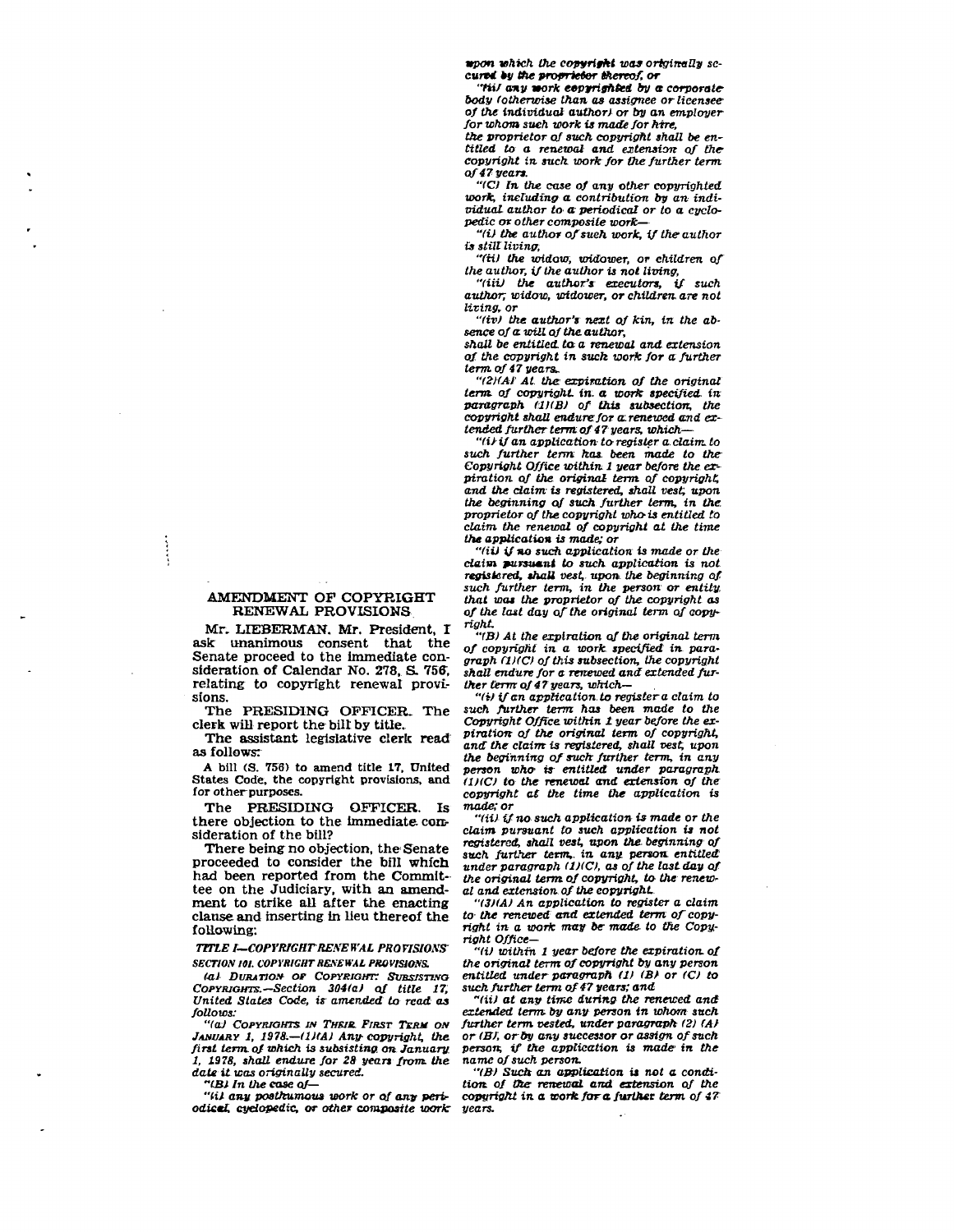## AMENDMENT OF COPYRIGHT RENEWAL PROVISIONS

Mr. LIEBERMAN. Mr. President, I ask unanimous consent that the Senate proceed to the immediate consideration of Calendar No. 278, S. 756, relating to copyright renewal provisions.

The PRESIDING OFFICER. The clerk will report the bill by title.

The assistant legislative clerk read as follows:

A bill (S. 756) to amend title 17, United States Code, the copyright provisions, and for other purposes.

The PRESIDING OFFICER. Is there objection to the immediate consideration of the bill?

There being no objection, the Senate proceeded to consider the bill which had been reported from the Committee on the Judiciary, with an amendment to strike all after the enacting clause and inserting in lieu thereof the following:

*TITLE I—COPYRIGHT RENEWAL PROVISIONS*

*SECTION 101. COPYRIGHT RENEWAL PROVISIONS.*

*(a) DURATION OF COPYRIGHT: SUBSISTING COPYRIGHTS.—Section 304(a) of title 17, United States Code, is amended to read as follows:*

*"(a) COPYRIGHTS IN THEIR FIRST TERM ON JANUARY 1, 1978.—(1)(A) Any copyright, the first term of which is subsisting on January 1, 1978, shall endure for 28 years from the date it was originally secured.*

*"(B) In the case of—*

*"(i) any posthumous work or of any periodical, cyclopedic, or other composite work upon which the copyright was originally secured by the proprietor thereof, or*

*"(ii) any work copyrighted by a corporate body (otherwise than as assignee or licensee of the individual author) or by an employer for whom such work is made for hire,*

*the proprietor of such copyright shall be entitled to a renewal and extension of the copyright in such work for the further term of 47 years.*

*"(C) In the case of any other copyrighted work, including a contribution by an individual author to a periodical or to a cyclopedic or other composite work—*

*"(i) the author of such work, if the author is still living,*

*"(ii) the widow, widower, or children of the author, if the author is not living,*

*"(iii) the author's executors, if such author, widow, widower, or children are not living, or*

*"(iv) the author's next of kin, in the absence of a will of the author,*

*shall be entitled to a renewal and extension of the copyright in such work for a further term of 47 years.*

*"(2)(A) At the expiration of the original term of copyright in a work specified in paragraph (1)(B) of this subsection, the copyright shall endure for a renewed and extended further term of 47 years, which—*

*"(i) if an application to register a claim to such further term has been made to the Copyright Office within 1 year before the expiration of the original term of copyright, and the claim is registered, shall vest, upon the beginning of such further term, in the proprietor of the copyright who is entitled to claim the renewal of copyright at the time the application is made; or*

*"(ii) if no such application is made or the claim pursuant to such application is not registered, shall vest, upon the beginning of such further term, in the person or entity that was the proprietor of the copyright as of the last day of the original term of copyright.*

*"(B) At the expiration of the original term of copyright in a work specified in paragraph (1)(C) of this subsection, the copyright shall endure for a renewed and extended further term of 47 years, which—*

*"(i) if an application to register a claim to such further term has been made to the Copyright Office within 1 year before the expiration of the original term of copyright, and the claim is registered, shall vest, upon the beginning of such further term, in any person who is entitled under paragraph (1)(C) to the renewal and extension of the copyright at the time the application is made; or*

*"(ii) if no such application is made or the claim pursuant to such application is not registered, shall vest, upon the beginning of such further term, in any person entitled under paragraph (1)(C), as of the last day of the original term of copyright, to the renewal and extension of the copyright.*

*"(3)(A) An application to register a claim to the renewed and extended term of copyright in a work may be made to the Copyright Office—*

*"(i) within 1 year before the expiration of the original term of copyright by any person entitled under paragraph (1) (B) or (C) to such further term of 47 years; and*

*"(ii) at any time during the renewed and extended term by any person in whom such further term vested, under paragraph (2) (A) or (B), or by any successor or assign of such person, if the application is made in the name of such person.*

*"(B) Such an application is not a condition of the renewal and extension of the copyright in a work for a further term of 47 years.*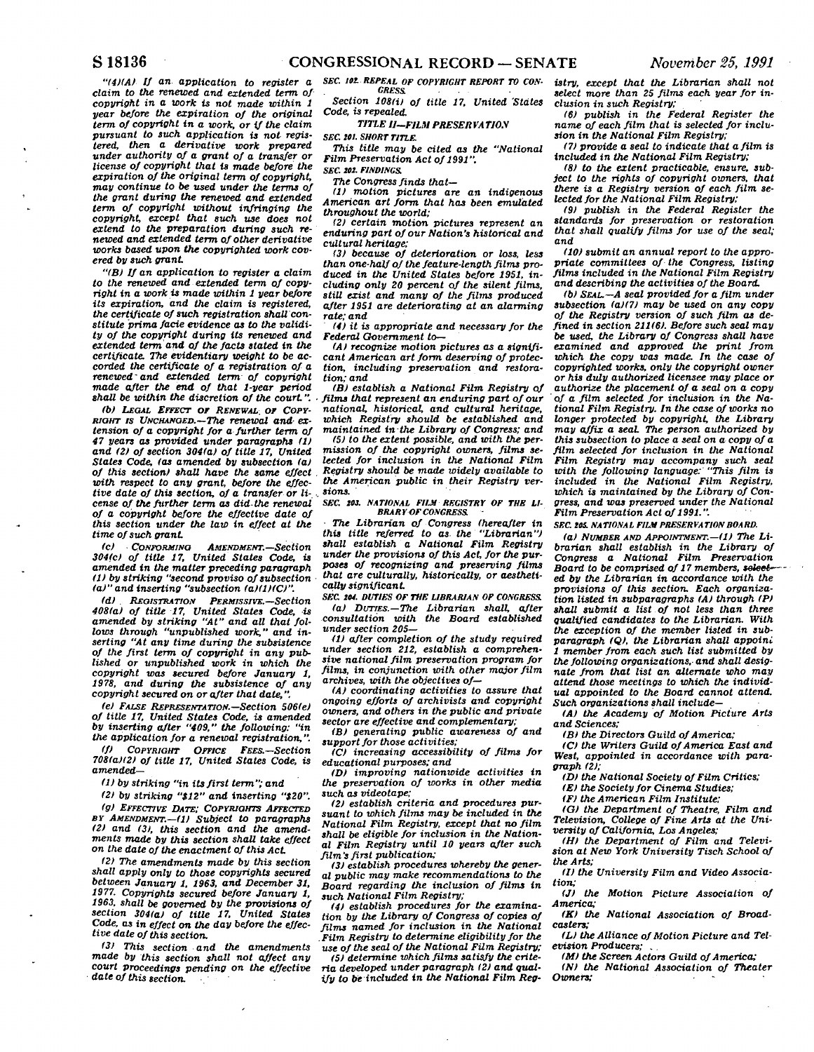"(4)(A) If an application to register a claim to the renewed and extended term of copyright in a work is not made within 1 year before the expiration of the original term of copyright in a work, or if the claim pursuant to such application is not registered, then a derivative work prepared under authority of a grant of a transfer or license of copyright that is made before the expiration of the original term of copyright, may continue to be used under the terms of the grant during the renewed and extended term of copyright without infringing the copyright, except that such use does not extend to the preparation during such renewed and extended term of other derivative works based upon the copyrighted work covered by such grant.

"(B) If an application to register a claim to the renewed and extended term of copyright in a work is made within 1 year before its expiration, and the claim is registered, the certificate of such registration shall constitute prima facie evidence as to the validity of the copyright during its renewed and extended term and of the facts stated in the certificate. The evidentiary weight to be accorded the certificate of a registration of a renewed and extended term of copyright made after the end of that 1-year period shall be within the discretion of the court.".

(b) LEGAL EFFECT OF RENEWAL OF COPYRIGHT IS UNCHANGED.—The renewal and extension of a copyright for a further term of 47 years as provided under paragraphs (1) and (2) of section 304(a) of title 17, United States Code, (as amended by subsection (a) of this section) shall have the same effect with respect to any grant, before the effective date of this section, of a transfer or license of the further term as did the renewal of a copyright before the effective date of this section under the law in effect at the time of such grant.

(c) CONFORMING AMENDMENT.—Section 304(c) of title 17, United States Code, is amended in the matter preceding paragraph (1) by striking "second proviso of subsection (a)" and inserting "subsection (a)(1)(C)".

(d) REGISTRATION PERMISSIVE.—Section 408(a) of title 17, United States Code, is amended by striking "At" and all that follows through "unpublished work," and inserting "At any time during the subsistence of the first term of copyright in any published or unpublished work in which the copyright was secured before January 1, 1978, and during the subsistence of any copyright secured on or after that date,".

(e) FALSE REPRESENTATION.—Section 506(e) of title 17, United States Code, is amended by inserting after "409," the following: "in the application for a renewal registration,".

(f) COPYRIGHT OFFICE FEES.—Section 708(a)(2) of title 17, United States Code, is amended—

(1) by striking "in its first term"; and

(2) by striking "$12" and inserting "$20".

(g) EFFECTIVE DATE; COPYRIGHTS AFFECTED BY AMENDMENT.—(1) Subject to paragraphs (2) and (3), this section and the amendments made by this section shall take effect on the date of the enactment of this Act.

(2) The amendments made by this section shall apply only to those copyrights secured between January 1, 1963, and December 31, 1977. Copyrights secured before January 1, 1963, shall be governed by the provisions of section 304(a) of title 17, United States Code, as in effect on the day before the effective date of this section.

(3) This section and the amendments made by this section shall not affect any court proceedings pending on the effective date of this section.

SEC. 102. REPEAL OF COPYRIGHT REPORT TO CONGRESS.

Section 108(i) of title 17, United States Code, is repealed.

## TITLE II—FILM PRESERVATION

SEC. 201. SHORT TITLE.

This title may be cited as the "National Film Preservation Act of 1991".

SEC. 202. FINDINGS.

The Congress finds that—

(1) motion pictures are an indigenous American art form that has been emulated throughout the world;

(2) certain motion pictures represent an enduring part of our Nation's historical and cultural heritage;

(3) because of deterioration or loss, less than one-half of the feature-length films produced in the United States before 1951, including only 20 percent of the silent films, still exist and many of the films produced after 1951 are deteriorating at an alarming rate; and

(4) it is appropriate and necessary for the Federal Government to—

(A) recognize motion pictures as a significant American art form deserving of protection, including preservation and restoration; and

(B) establish a National Film Registry of films that represent an enduring part of our national, historical, and cultural heritage, which Registry should be established and maintained in the Library of Congress; and

(5) to the extent possible, and with the permission of the copyright owners, films selected for inclusion in the National Film Registry should be made widely available to the American public in their Registry versions.

SEC. 203. NATIONAL FILM REGISTRY OF THE LIBRARY OF CONGRESS.

The Librarian of Congress (hereafter in this title referred to as the "Librarian") shall establish a National Film Registry under the provisions of this Act, for the purposes of recognizing and preserving films that are culturally, historically, or aesthetically significant.

SEC. 204. DUTIES OF THE LIBRARIAN OF CONGRESS.

(a) DUTIES.—The Librarian shall, after consultation with the Board established under section 205—

(1) after completion of the study required under section 212, establish a comprehensive national film preservation program for films, in conjunction with other major film archives, with the objectives of—

(A) coordinating activities to assure that ongoing efforts of archivists and copyright owners, and others in the public and private sector are effective and complementary;

(B) generating public awareness of and support for those activities;

(C) increasing accessibility of films for educational purposes; and

(D) improving nationwide activities in the preservation of works in other media such as videotape;

(2) establish criteria and procedures pursuant to which films may be included in the National Film Registry, except that no film shall be eligible for inclusion in the National Film Registry until 10 years after such film's first publication;

(3) establish procedures whereby the general public may make recommendations to the Board regarding the inclusion of films in such National Film Registry;

(4) establish procedures for the examination by the Library of Congress of copies of films named for inclusion in the National Film Registry to determine eligibility for the use of the seal of the National Film Registry;

(5) determine which films satisfy the criteria developed under paragraph (2) and qualify to be included in the National Film Registry, except that the Librarian shall not select more than 25 films each year for inclusion in such Registry;

(6) publish in the Federal Register the name of each film that is selected for inclusion in the National Film Registry;

(7) provide a seal to indicate that a film is included in the National Film Registry;

(8) to the extent practicable, ensure, subject to the rights of copyright owners, that there is a Registry version of each film selected for the National Film Registry;

(9) publish in the Federal Register the standards for preservation or restoration that shall qualify films for use of the seal; and

(10) submit an annual report to the appropriate committees of the Congress, listing films included in the National Film Registry and describing the activities of the Board.

(b) SEAL.—A seal provided for a film under subsection (a)(7) may be used on any copy of the Registry version of such film as defined in section 211(6). Before such seal may be used, the Library of Congress shall have examined and approved the print from which the copy was made. In the case of copyrighted works, only the copyright owner or his duly authorized licensee may place or authorize the placement of a seal on a copy of a film selected for inclusion in the National Film Registry. In the case of works no longer protected by copyright, the Library may affix a seal. The person authorized by this subsection to place a seal on a copy of a film selected for inclusion in the National Film Registry may accompany such seal with the following language: "This film is included in the National Film Registry, which is maintained by the Library of Congress, and was preserved under the National Film Preservation Act of 1991.".

SEC. 205. NATIONAL FILM PRESERVATION BOARD.

(a) NUMBER AND APPOINTMENT.—(1) The Librarian shall establish in the Library of Congress a National Film Preservation Board to be comprised of 17 members, selected by the Librarian in accordance with the provisions of this section. Each organization listed in subparagraphs (A) through (P) shall submit a list of not less than three qualified candidates to the Librarian. With the exception of the member listed in subparagraph (Q), the Librarian shall appoint 1 member from each such list submitted by the following organizations, and shall designate from that list an alternate who may attend those meetings to which the individual appointed to the Board cannot attend. Such organizations shall include—

(A) the Academy of Motion Picture Arts and Sciences;

(B) the Directors Guild of America;

(C) the Writers Guild of America East and West, appointed in accordance with paragraph (2);

(D) the National Society of Film Critics;

(E) the Society for Cinema Studies;

(F) the American Film Institute;

(G) the Department of Theatre, Film and Television, College of Fine Arts at the University of California, Los Angeles;

(H) the Department of Film and Television at New York University Tisch School of the Arts;

(I) the University Film and Video Association;

(J) the Motion Picture Association of America;

(K) the National Association of Broadcasters;

(L) the Alliance of Motion Picture and Television Producers;

(M) the Screen Actors Guild of America;

(N) the National Association of Theater Owners;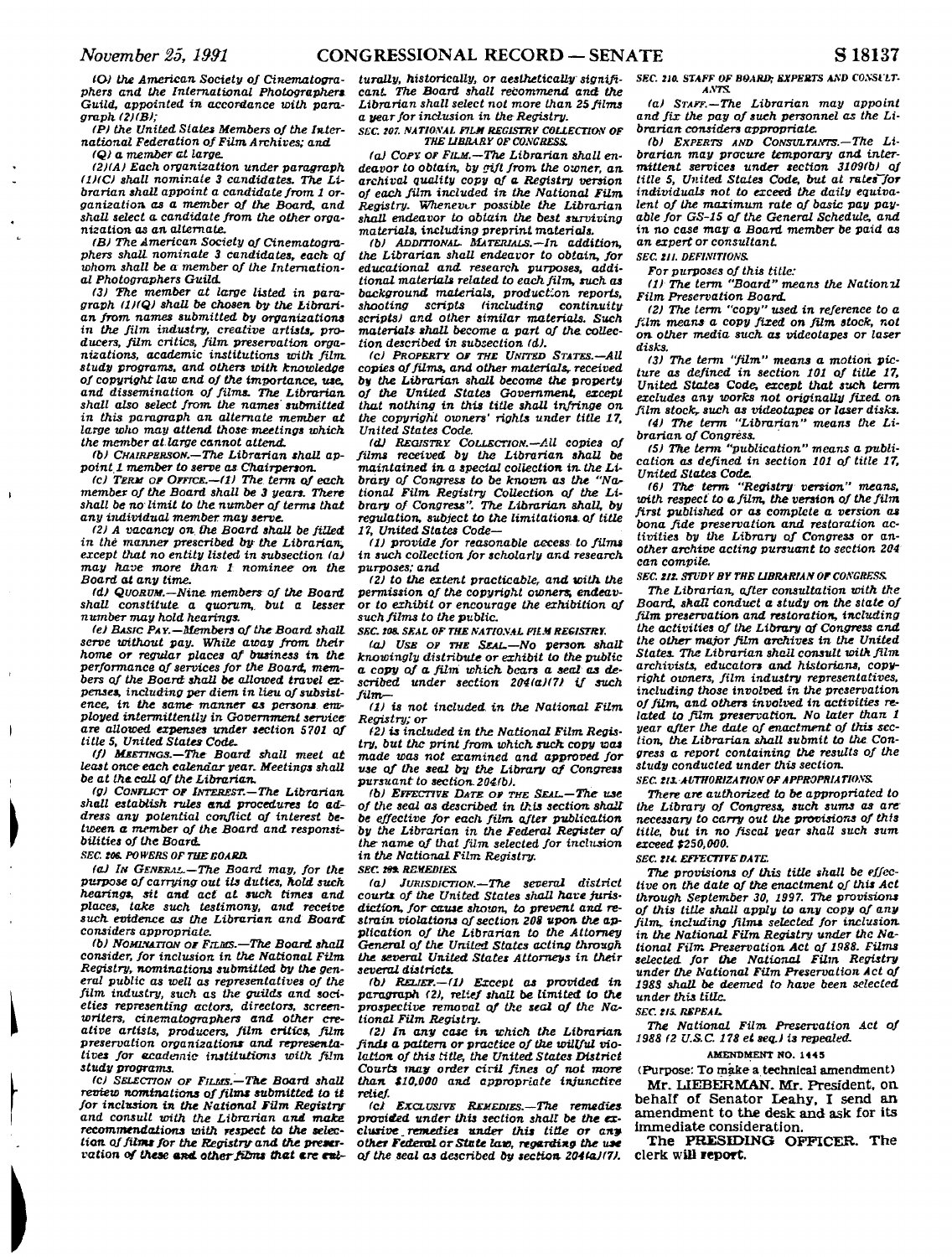(O) the American Society of Cinematographers and the International Photographers Guild, appointed in accordance with paragraph (2)(B);

(P) the United States Members of the International Federation of Film Archives; and

(Q) a member at large.

(2)(A) Each organization under paragraph (1)(C) shall nominate 3 candidates. The Librarian shall appoint a candidate from 1 organization as a member of the Board, and shall select a candidate from the other organization as an alternate.

(B) The American Society of Cinematographers shall nominate 3 candidates, each of whom shall be a member of the International Photographers Guild.

(3) The member at large listed in paragraph (1)(Q) shall be chosen by the Librarian from names submitted by organizations in the film industry, creative artists, producers, film critics, film preservation organizations, academic institutions with film study programs, and others with knowledge of copyright law and of the importance, use, and dissemination of films. The Librarian shall also select from the names submitted in this paragraph an alternate member at large who may attend those meetings which the member at large cannot attend.

(b) CHAIRPERSON.—The Librarian shall appoint 1 member to serve as Chairperson.

(c) TERM OF OFFICE.—(1) The term of each member of the Board shall be 3 years. There shall be no limit to the number of terms that any individual member may serve.

(2) A vacancy on the Board shall be filled in the manner prescribed by the Librarian, except that no entity listed in subsection (a) may have more than 1 nominee on the Board at any time.

(d) QUORUM.—Nine members of the Board shall constitute a quorum, but a lesser number may hold hearings.

(e) BASIC PAY.—Members of the Board shall serve without pay. While away from their home or regular places of business in the performance of services for the Board, members of the Board shall be allowed travel expenses, including per diem in lieu of subsistence, in the same manner as persons employed intermittently in Government service are allowed expenses under section 5701 of title 5, United States Code.

(f) MEETINGS.—The Board shall meet at least once each calendar year. Meetings shall be at the call of the Librarian.

(g) CONFLICT OF INTEREST.—The Librarian shall establish rules and procedures to address any potential conflict of interest between a member of the Board and responsibilities of the Board.

SEC. 206. POWERS OF THE BOARD.

(a) IN GENERAL.—The Board may, for the purpose of carrying out its duties, hold such hearings, sit and act at such times and places, take such testimony, and receive such evidence as the Librarian and Board considers appropriate.

(b) NOMINATION OF FILMS.—The Board shall consider, for inclusion in the National Film Registry, nominations submitted by the general public as well as representatives of the film industry, such as the guilds and societies representing actors, directors, screenwriters, cinematographers and other creative artists, producers, film critics, film preservation organizations and representatives for academic institutions with film study programs.

(c) SELECTION OF FILMS.—The Board shall review nominations of films submitted to it for inclusion in the National Film Registry and consult with the Librarian and make recommendations with respect to the selection of films for the Registry and the preservation of these and other films that are culturally, historically, or aesthetically significant. The Board shall recommend and the Librarian shall select not more than 25 films a year for inclusion in the Registry.

SEC. 207. NATIONAL FILM REGISTRY COLLECTION OF THE LIBRARY OF CONGRESS.

(a) COPY OF FILM.—The Librarian shall endeavor to obtain, by gift from the owner, an archival quality copy of a Registry version of each film included in the National Film Registry. Whenever possible the Librarian shall endeavor to obtain the best surviving materials, including preprint materials.

(b) ADDITIONAL MATERIALS.—In addition, the Librarian shall endeavor to obtain, for educational and research purposes, additional materials related to each film, such as background materials, production reports, shooting scripts (including continuity scripts) and other similar materials. Such materials shall become a part of the collection described in subsection (d).

(c) PROPERTY OF THE UNITED STATES.—All copies of films, and other materials, received by the Librarian shall become the property of the United States Government, except that nothing in this title shall infringe on the copyright owners' rights under title 17, United States Code.

(d) REGISTRY COLLECTION.—All copies of films received by the Librarian shall be maintained in a special collection in the Library of Congress to be known as the "National Film Registry Collection of the Library of Congress". The Librarian shall, by regulation, subject to the limitations of title 17, United States Code—

(1) provide for reasonable access to films in such collection for scholarly and research purposes; and

(2) to the extent practicable, and with the permission of the copyright owners, endeavor to exhibit or encourage the exhibition of such films to the public.

SEC. 208. SEAL OF THE NATIONAL FILM REGISTRY.

(a) USE OF THE SEAL.—No person shall knowingly distribute or exhibit to the public a copy of a film which bears a seal as described under section 204(a)(7) if such film—

(1) is not included in the National Film Registry; or

(2) is included in the National Film Registry, but the print from which such copy was made was not examined and approved for use of the seal by the Library of Congress pursuant to section 204(b).

(b) EFFECTIVE DATE OF THE SEAL.—The use of the seal as described in this section shall be effective for each film after publication by the Librarian in the Federal Register of the name of that film selected for inclusion in the National Film Registry.

SEC. 209. REMEDIES.

(a) JURISDICTION.—The several district courts of the United States shall have jurisdiction, for cause shown, to prevent and restrain violations of section 208 upon the application of the Librarian to the Attorney General of the United States acting through the several United States Attorneys in their several districts.

(b) RELIEF.—(1) Except as provided in paragraph (2), relief shall be limited to the prospective removal of the seal of the National Film Registry.

(2) In any case in which the Librarian finds a pattern or practice of the willful violation of this title, the United States District Courts may order civil fines of not more than $10,000 and appropriate injunctive relief.

(c) EXCLUSIVE REMEDIES.—The remedies provided under this section shall be the exclusive remedies under this title or any other Federal or State law, regarding the use of the seal as described by section 204(a)(7).

SEC. 210. STAFF OF BOARD; EXPERTS AND CONSULTANTS.

(a) STAFF.—The Librarian may appoint and fix the pay of such personnel as the Librarian considers appropriate.

(b) EXPERTS AND CONSULTANTS.—The Librarian may procure temporary and intermittent services under section 3109(b) of title 5, United States Code, but at rates for individuals not to exceed the daily equivalent of the maximum rate of basic pay payable for GS-15 of the General Schedule, and in no case may a Board member be paid as an expert or consultant.

SEC. 211. DEFINITIONS.

For purposes of this title:

(1) The term "Board" means the National Film Preservation Board.

(2) The term "copy" used in reference to a film means a copy fixed on film stock, not on other media such as videotapes or laser disks.

(3) The term "film" means a motion picture as defined in section 101 of title 17, United States Code, except that such term excludes any works not originally fixed on film stock, such as videotapes or laser disks.

(4) The term "Librarian" means the Librarian of Congress.

(5) The term "publication" means a publication as defined in section 101 of title 17, United States Code.

(6) The term "Registry version" means, with respect to a film, the version of the film first published or as complete a version as bona fide preservation and restoration activities by the Library of Congress or another archive acting pursuant to section 204 can compile.

SEC. 212. STUDY BY THE LIBRARIAN OF CONGRESS.

The Librarian, after consultation with the Board, shall conduct a study on the state of film preservation and restoration, including the activities of the Library of Congress and the other major film archives in the United States. The Librarian shall consult with film archivists, educators and historians, copyright owners, film industry representatives, including those involved in the preservation of film, and others involved in activities related to film preservation. No later than 1 year after the date of enactment of this section, the Librarian shall submit to the Congress a report containing the results of the study conducted under this section.

SEC. 213. AUTHORIZATION OF APPROPRIATIONS.

There are authorized to be appropriated to the Library of Congress, such sums as are necessary to carry out the provisions of this title, but in no fiscal year shall such sum exceed $250,000.

SEC. 214. EFFECTIVE DATE.

The provisions of this title shall be effective on the date of the enactment of this Act through September 30, 1997. The provisions of this title shall apply to any copy of any film, including films selected for inclusion in the National Film Registry under the National Film Preservation Act of 1988. Films selected for the National Film Registry under the National Film Preservation Act of 1988 shall be deemed to have been selected under this title.

SEC. 215. REPEAL.

The National Film Preservation Act of 1988 (2 U.S.C. 178 et seq.) is repealed.

AMENDMENT NO. 1445

(Purpose: To make a technical amendment)

Mr. LIEBERMAN. Mr. President, on behalf of Senator Leahy, I send an amendment to the desk and ask for its immediate consideration.

The PRESIDING OFFICER. The clerk will report.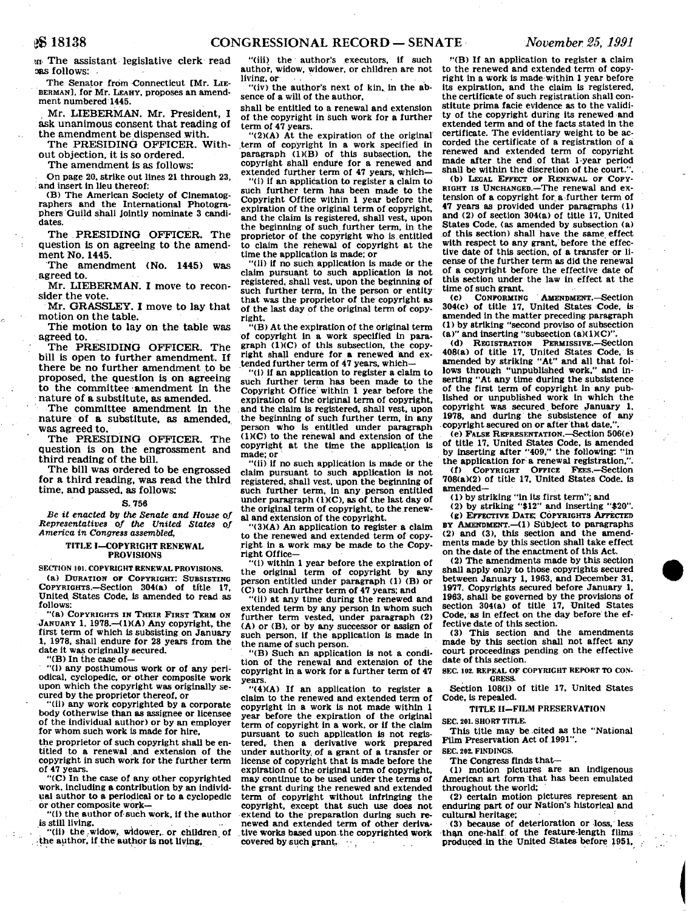The assistant legislative clerk read as follows:

The Senator from Connecticut [Mr. LIEBERMAN], for Mr. LEAHY, proposes an amendment numbered 1445.

Mr. LIEBERMAN. Mr. President, I ask unanimous consent that reading of the amendment be dispensed with.

The PRESIDING OFFICER. Without objection, it is so ordered.

The amendment is as follows:

On page 20, strike out lines 21 through 23, and insert in lieu thereof:

(B) The American Society of Cinematographers and the International Photographers Guild shall jointly nominate 3 candidates.

The PRESIDING OFFICER. The question is on agreeing to the amendment No. 1445.

The amendment (No. 1445) was agreed to.

Mr. LIEBERMAN. I move to reconsider the vote.

Mr. GRASSLEY. I move to lay that motion on the table.

The motion to lay on the table was agreed to.

The PRESIDING OFFICER. The bill is open to further amendment. If there be no further amendment to be proposed, the question is on agreeing to the committee amendment in the nature of a substitute, as amended.

The committee amendment in the nature of a substitute, as amended, was agreed to.

The PRESIDING OFFICER. The question is on the engrossment and third reading of the bill.

The bill was ordered to be engrossed for a third reading, was read the third time, and passed, as follows:

## S. 756

*Be it enacted by the Senate and House of Representatives of the United States of America in Congress assembled,*

### TITLE I—COPYRIGHT RENEWAL PROVISIONS

**SECTION 101. COPYRIGHT RENEWAL PROVISIONS.**

(a) DURATION OF COPYRIGHT: SUBSISTING COPYRIGHTS.—Section 304(a) of title 17, United States Code, is amended to read as follows:

"(a) COPYRIGHTS IN THEIR FIRST TERM ON JANUARY 1, 1978.—(1)(A) Any copyright, the first term of which is subsisting on January 1, 1978, shall endure for 28 years from the date it was originally secured.

"(B) In the case of—

"(i) any posthumous work or of any periodical, cyclopedic, or other composite work upon which the copyright was originally secured by the proprietor thereof, or

"(ii) any work copyrighted by a corporate body (otherwise than as assignee or licensee of the individual author) or by an employer for whom such work is made for hire,

the proprietor of such copyright shall be entitled to a renewal and extension of the copyright in such work for the further term of 47 years.

"(C) In the case of any other copyrighted work, including a contribution by an individual author to a periodical or to a cyclopedic or other composite work—

"(i) the author of such work, if the author is still living,

"(ii) the widow, widower, or children of the author, if the author is not living,

"(iii) the author's executors, if such author, widow, widower, or children are not living, or

"(iv) the author's next of kin, in the absence of a will of the author,

shall be entitled to a renewal and extension of the copyright in such work for a further term of 47 years.

"(2)(A) At the expiration of the original term of copyright in a work specified in paragraph (1)(B) of this subsection, the copyright shall endure for a renewed and extended further term of 47 years, which—

"(i) if an application to register a claim to such further term has been made to the Copyright Office within 1 year before the expiration of the original term of copyright, and the claim is registered, shall vest, upon the beginning of such further term, in the proprietor of the copyright who is entitled to claim the renewal of copyright at the time the application is made; or

"(ii) if no such application is made or the claim pursuant to such application is not registered, shall vest, upon the beginning of such further term, in the person or entity that was the proprietor of the copyright as of the last day of the original term of copyright.

"(B) At the expiration of the original term of copyright in a work specified in paragraph (1)(C) of this subsection, the copyright shall endure for a renewed and extended further term of 47 years, which—

"(i) if an application to register a claim to such further term has been made to the Copyright Office within 1 year before the expiration of the original term of copyright, and the claim is registered, shall vest, upon the beginning of such further term, in any person who is entitled under paragraph (1)(C) to the renewal and extension of the copyright at the time the application is made; or

"(ii) if no such application is made or the claim pursuant to such application is not registered, shall vest, upon the beginning of such further term, in any person entitled under paragraph (1)(C), as of the last day of the original term of copyright, to the renewal and extension of the copyright.

"(3)(A) An application to register a claim to the renewed and extended term of copyright in a work may be made to the Copyright Office—

"(i) within 1 year before the expiration of the original term of copyright by any person entitled under paragraph (1) (B) or (C) to such further term of 47 years; and

"(ii) at any time during the renewed and extended term by any person in whom such further term vested, under paragraph (2) (A) or (B), or by any successor or assign of such person, if the application is made in the name of such person.

"(B) Such an application is not a condition of the renewal and extension of the copyright in a work for a further term of 47 years.

"(4)(A) If an application to register a claim to the renewed and extended term of copyright in a work is not made within 1 year before the expiration of the original term of copyright in a work, or if the claim pursuant to such application is not registered, then a derivative work prepared under authority of a grant of a transfer or license of copyright that is made before the expiration of the original term of copyright, may continue to be used under the terms of the grant during the renewed and extended term of copyright without infringing the copyright, except that such use does not extend to the preparation during such renewed and extended term of other derivative works based upon the copyrighted work covered by such grant.

"(B) If an application to register a claim to the renewed and extended term of copyright in a work is made within 1 year before its expiration, and the claim is registered, the certificate of such registration shall constitute prima facie evidence as to the validity of the copyright during its renewed and extended term and of the facts stated in the certificate. The evidentiary weight to be accorded the certificate of a registration of a renewed and extended term of copyright made after the end of that 1-year period shall be within the discretion of the court.".

(b) LEGAL EFFECT OF RENEWAL OF COPYRIGHT IS UNCHANGED.—The renewal and extension of a copyright for a further term of 47 years as provided under paragraphs (1) and (2) of section 304(a) of title 17, United States Code, (as amended by subsection (a) of this section) shall have the same effect with respect to any grant, before the effective date of this section, of a transfer or license of the further term as did the renewal of a copyright before the effective date of this section under the law in effect at the time of such grant.

(c) CONFORMING AMENDMENT.—Section 304(c) of title 17, United States Code, is amended in the matter preceding paragraph (1) by striking "second proviso of subsection (a)" and inserting "subsection (a)(1)(C)".

(d) REGISTRATION PERMISSIVE.—Section 408(a) of title 17, United States Code, is amended by striking "At" and all that follows through "unpublished work," and inserting "At any time during the subsistence of the first term of copyright in any published or unpublished work in which the copyright was secured before January 1, 1978, and during the subsistence of any copyright secured on or after that date,".

(e) FALSE REPRESENTATION.—Section 506(e) of title 17, United States Code, is amended by inserting after "409," the following: "in the application for a renewal registration,".

(f) COPYRIGHT OFFICE FEES.—Section 708(a)(2) of title 17, United States Code, is amended—

(1) by striking "in its first term"; and

(2) by striking "$12" and inserting "$20".

(g) EFFECTIVE DATE; COPYRIGHTS AFFECTED BY AMENDMENT.—(1) Subject to paragraphs (2) and (3), this section and the amendments made by this section shall take effect on the date of the enactment of this Act.

(2) The amendments made by this section shall apply only to those copyrights secured between January 1, 1963, and December 31, 1977. Copyrights secured before January 1, 1963, shall be governed by the provisions of section 304(a) of title 17, United States Code, as in effect on the day before the effective date of this section.

(3) This section and the amendments made by this section shall not affect any court proceedings pending on the effective date of this section.

**SEC. 102. REPEAL OF COPYRIGHT REPORT TO CONGRESS.**

Section 108(i) of title 17, United States Code, is repealed.

### TITLE II—FILM PRESERVATION

**SEC. 201. SHORT TITLE.**

This title may be cited as the "National Film Preservation Act of 1991".

**SEC. 202. FINDINGS.**

The Congress finds that—

(1) motion pictures are an indigenous American art form that has been emulated throughout the world;

(2) certain motion pictures represent an enduring part of our Nation's historical and cultural heritage;

(3) because of deterioration or loss, less than one-half of the feature-length films produced in the United States before 1951,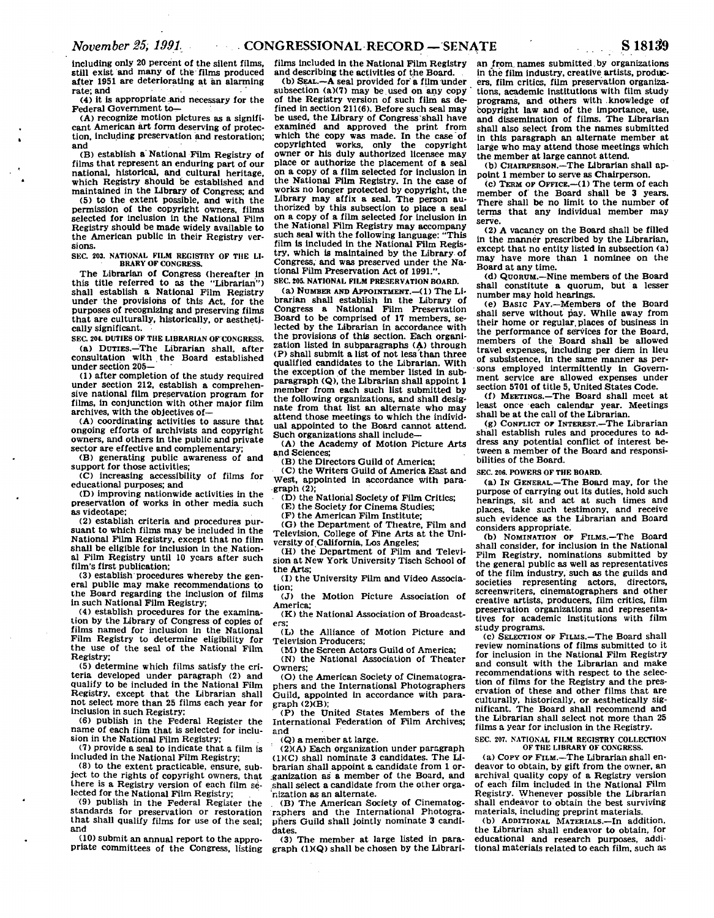including only 20 percent of the silent films, still exist and many of the films produced after 1951 are deteriorating at an alarming rate; and

(4) it is appropriate and necessary for the Federal Government to—

(A) recognize motion pictures as a significant American art form deserving of protection, including preservation and restoration; and

(B) establish a National Film Registry of films that represent an enduring part of our national, historical, and cultural heritage, which Registry should be established and maintained in the Library of Congress; and

(5) to the extent possible, and with the permission of the copyright owners, films selected for inclusion in the National Film Registry should be made widely available to the American public in their Registry versions.

SEC. 203. NATIONAL FILM REGISTRY OF THE LIBRARY OF CONGRESS.

The Librarian of Congress (hereafter in this title referred to as the "Librarian") shall establish a National Film Registry under the provisions of this Act, for the purposes of recognizing and preserving films that are culturally, historically, or aesthetically significant.

SEC. 204. DUTIES OF THE LIBRARIAN OF CONGRESS.

(a) DUTIES.—The Librarian shall, after consultation with the Board established under section 205—

(1) after completion of the study required under section 212, establish a comprehensive national film preservation program for films, in conjunction with other major film archives, with the objectives of—

(A) coordinating activities to assure that ongoing efforts of archivists and copyright owners, and others in the public and private sector are effective and complementary;

(B) generating public awareness of and support for those activities;

(C) increasing accessibility of films for educational purposes; and

(D) improving nationwide activities in the preservation of works in other media such as videotape;

(2) establish criteria and procedures pursuant to which films may be included in the National Film Registry, except that no film shall be eligible for inclusion in the National Film Registry until 10 years after such film's first publication;

(3) establish procedures whereby the general public may make recommendations to the Board regarding the inclusion of films in such National Film Registry;

(4) establish procedures for the examination by the Library of Congress of copies of films named for inclusion in the National Film Registry to determine eligibility for the use of the seal of the National Film Registry;

(5) determine which films satisfy the criteria developed under paragraph (2) and qualify to be included in the National Film Registry, except that the Librarian shall not select more than 25 films each year for inclusion in such Registry;

(6) publish in the Federal Register the name of each film that is selected for inclusion in the National Film Registry;

(7) provide a seal to indicate that a film is included in the National Film Registry;

(8) to the extent practicable, ensure, subject to the rights of copyright owners, that there is a Registry version of each film selected for the National Film Registry;

(9) publish in the Federal Register the standards for preservation or restoration that shall qualify films for use of the seal; and

(10) submit an annual report to the appropriate committees of the Congress, listing films included in the National Film Registry and describing the activities of the Board.

(b) SEAL.—A seal provided for a film under subsection (a)(7) may be used on any copy of the Registry version of such film as defined in section 211(6). Before such seal may be used, the Library of Congress shall have examined and approved the print from which the copy was made. In the case of copyrighted works, only the copyright owner or his duly authorized licensee may place or authorize the placement of a seal on a copy of a film selected for inclusion in the National Film Registry. In the case of works no longer protected by copyright, the Library may affix a seal. The person authorized by this subsection to place a seal on a copy of a film selected for inclusion in the National Film Registry may accompany such seal with the following language: "This film is included in the National Film Registry, which is maintained by the Library of Congress, and was preserved under the National Film Preservation Act of 1991.".

SEC. 205. NATIONAL FILM PRESERVATION BOARD.

(a) NUMBER AND APPOINTMENT.—(1) The Librarian shall establish in the Library of Congress a National Film Preservation Board to be comprised of 17 members, selected by the Librarian in accordance with the provisions of this section. Each organization listed in subparagraphs (A) through (P) shall submit a list of not less than three qualified candidates to the Librarian. With the exception of the member listed in subparagraph (Q), the Librarian shall appoint 1 member from each such list submitted by the following organizations, and shall designate from that list an alternate who may attend those meetings to which the individual appointed to the Board cannot attend. Such organizations shall include—

(A) the Academy of Motion Picture Arts and Sciences;

(B) the Directors Guild of America;

(C) the Writers Guild of America East and West, appointed in accordance with paragraph (2);

(D) the National Society of Film Critics;

(E) the Society for Cinema Studies;

(F) the American Film Institute;

(G) the Department of Theatre, Film and Television, College of Fine Arts at the University of California, Los Angeles;

(H) the Department of Film and Television at New York University Tisch School of the Arts;

(I) the University Film and Video Association;

(J) the Motion Picture Association of America;

(K) the National Association of Broadcasters;

(L) the Alliance of Motion Picture and Television Producers;

(M) the Screen Actors Guild of America;

(N) the National Association of Theater Owners;

(O) the American Society of Cinematographers and the International Photographers Guild, appointed in accordance with paragraph (2)(B);

(P) the United States Members of the International Federation of Film Archives; and

(Q) a member at large.

(2)(A) Each organization under paragraph (1)(C) shall nominate 3 candidates. The Librarian shall appoint a candidate from 1 organization as a member of the Board, and shall select a candidate from the other organization as an alternate.

(B) The American Society of Cinematographers and the International Photographers Guild shall jointly nominate 3 candidates.

(3) The member at large listed in paragraph (1)(Q) shall be chosen by the Librarian from names submitted by organizations in the film industry, creative artists, producers, film critics, film preservation organizations, academic institutions with film study programs, and others with knowledge of copyright law and of the importance, use, and dissemination of films. The Librarian shall also select from the names submitted in this paragraph an alternate member at large who may attend those meetings which the member at large cannot attend.

(b) CHAIRPERSON.—The Librarian shall appoint 1 member to serve as Chairperson.

(c) TERM OF OFFICE.—(1) The term of each member of the Board shall be 3 years. There shall be no limit to the number of terms that any individual member may serve.

(2) A vacancy on the Board shall be filled in the manner prescribed by the Librarian, except that no entity listed in subsection (a) may have more than 1 nominee on the Board at any time.

(d) QUORUM.—Nine members of the Board shall constitute a quorum, but a lesser number may hold hearings.

(e) BASIC PAY.—Members of the Board shall serve without pay. While away from their home or regular places of business in the performance of services for the Board, members of the Board shall be allowed travel expenses, including per diem in lieu of subsistence, in the same manner as persons employed intermittently in Government service are allowed expenses under section 5701 of title 5, United States Code.

(f) MEETINGS.—The Board shall meet at least once each calendar year. Meetings shall be at the call of the Librarian.

(g) CONFLICT OF INTEREST.—The Librarian shall establish rules and procedures to address any potential conflict of interest between a member of the Board and responsibilities of the Board.

SEC. 206. POWERS OF THE BOARD.

(a) IN GENERAL.—The Board may, for the purpose of carrying out its duties, hold such hearings, sit and act at such times and places, take such testimony, and receive such evidence as the Librarian and Board considers appropriate.

(b) NOMINATION OF FILMS.—The Board shall consider, for inclusion in the National Film Registry, nominations submitted by the general public as well as representatives of the film industry, such as the guilds and societies representing actors, directors, screenwriters, cinematographers and other creative artists, producers, film critics, film preservation organizations and representatives for academic institutions with film study programs.

(c) SELECTION OF FILMS.—The Board shall review nominations of films submitted to it for inclusion in the National Film Registry and consult with the Librarian and make recommendations with respect to the selection of films for the Registry and the preservation of these and other films that are culturally, historically, or aesthetically significant. The Board shall recommend and the Librarian shall select not more than 25 films a year for inclusion in the Registry.

SEC. 207. NATIONAL FILM REGISTRY COLLECTION OF THE LIBRARY OF CONGRESS.

(a) COPY OF FILM.—The Librarian shall endeavor to obtain, by gift from the owner, an archival quality copy of a Registry version of each film included in the National Film Registry. Whenever possible the Librarian shall endeavor to obtain the best surviving materials, including preprint materials.

(b) ADDITIONAL MATERIALS.—In addition, the Librarian shall endeavor to obtain, for educational and research purposes, additional materials related to each film, such as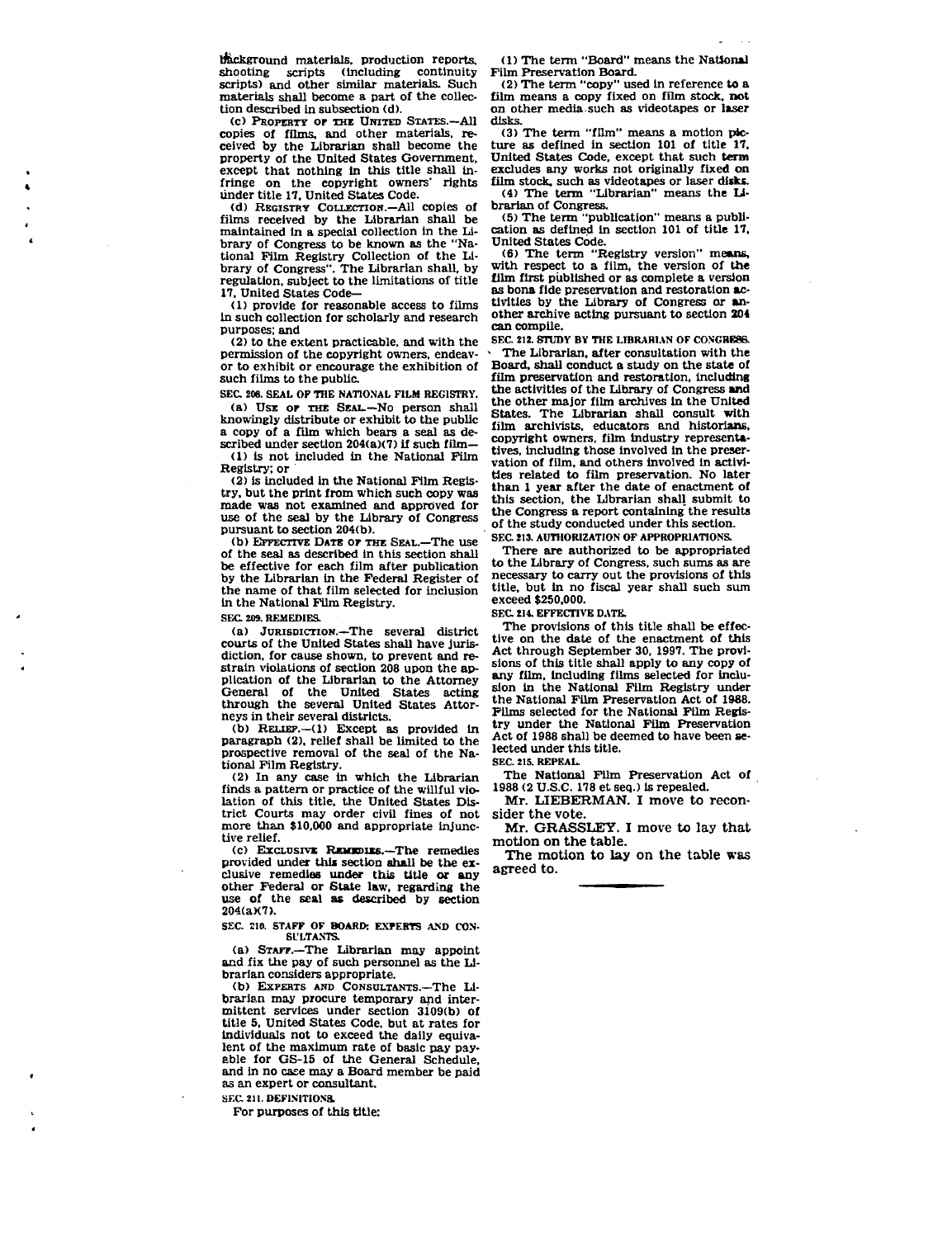background materials, production reports, shooting scripts (including continuity scripts) and other similar materials. Such materials shall become a part of the collection described in subsection (d).

(c) PROPERTY OF THE UNITED STATES.—All copies of films, and other materials, received by the Librarian shall become the property of the United States Government, except that nothing in this title shall infringe on the copyright owners' rights under title 17, United States Code.

(d) REGISTRY COLLECTION.—All copies of films received by the Librarian shall be maintained in a special collection in the Library of Congress to be known as the "National Film Registry Collection of the Library of Congress". The Librarian shall, by regulation, subject to the limitations of title 17, United States Code—

(1) provide for reasonable access to films in such collection for scholarly and research purposes; and

(2) to the extent practicable, and with the permission of the copyright owners, endeavor to exhibit or encourage the exhibition of such films to the public.

SEC. 208. SEAL OF THE NATIONAL FILM REGISTRY.

(a) USE OF THE SEAL.—No person shall knowingly distribute or exhibit to the public a copy of a film which bears a seal as described under section 204(a)(7) if such film—

(1) is not included in the National Film Registry; or

(2) is included in the National Film Registry, but the print from which such copy was made was not examined and approved for use of the seal by the Library of Congress pursuant to section 204(b).

(b) EFFECTIVE DATE OF THE SEAL.—The use of the seal as described in this section shall be effective for each film after publication by the Librarian in the Federal Register of the name of that film selected for inclusion in the National Film Registry.

SEC. 209. REMEDIES.

(a) JURISDICTION.—The several district courts of the United States shall have jurisdiction, for cause shown, to prevent and restrain violations of section 208 upon the application of the Librarian to the Attorney General of the United States acting through the several United States Attorneys in their several districts.

(b) RELIEF.—(1) Except as provided in paragraph (2), relief shall be limited to the prospective removal of the seal of the National Film Registry.

(2) In any case in which the Librarian finds a pattern or practice of the willful violation of this title, the United States District Courts may order civil fines of not more than $10,000 and appropriate injunctive relief.

(c) EXCLUSIVE REMEDIES.—The remedies provided under this section shall be the exclusive remedies under this title or any other Federal or State law, regarding the use of the seal as described by section 204(a)(7).

SEC. 210. STAFF OF BOARD; EXPERTS AND CONSULTANTS.

(a) STAFF.—The Librarian may appoint and fix the pay of such personnel as the Librarian considers appropriate.

(b) EXPERTS AND CONSULTANTS.—The Librarian may procure temporary and intermittent services under section 3109(b) of title 5, United States Code, but at rates for individuals not to exceed the daily equivalent of the maximum rate of basic pay payable for GS-15 of the General Schedule, and in no case may a Board member be paid as an expert or consultant.

SEC. 211. DEFINITIONS.

For purposes of this title:

(1) The term "Board" means the National Film Preservation Board.

(2) The term "copy" used in reference to a film means a copy fixed on film stock, not on other media such as videotapes or laser disks.

(3) The term "film" means a motion picture as defined in section 101 of title 17, United States Code, except that such term excludes any works not originally fixed on film stock, such as videotapes or laser disks.

(4) The term "Librarian" means the Librarian of Congress.

(5) The term "publication" means a publication as defined in section 101 of title 17, United States Code.

(6) The term "Registry version" means, with respect to a film, the version of the film first published or as complete a version as bona fide preservation and restoration activities by the Library of Congress or another archive acting pursuant to section 204 can compile.

SEC. 212. STUDY BY THE LIBRARIAN OF CONGRESS.

The Librarian, after consultation with the Board, shall conduct a study on the state of film preservation and restoration, including the activities of the Library of Congress and the other major film archives in the United States. The Librarian shall consult with film archivists, educators and historians, copyright owners, film industry representatives, including those involved in the preservation of film, and others involved in activities related to film preservation. No later than 1 year after the date of enactment of this section, the Librarian shall submit to the Congress a report containing the results of the study conducted under this section.

SEC. 213. AUTHORIZATION OF APPROPRIATIONS.

There are authorized to be appropriated to the Library of Congress, such sums as are necessary to carry out the provisions of this title, but in no fiscal year shall such sum exceed $250,000.

SEC. 214. EFFECTIVE DATE.

The provisions of this title shall be effective on the date of the enactment of this Act through September 30, 1997. The provisions of this title shall apply to any copy of any film, including films selected for inclusion in the National Film Registry under the National Film Preservation Act of 1988. Films selected for the National Film Registry under the National Film Preservation Act of 1988 shall be deemed to have been selected under this title.

SEC. 215. REPEAL.

The National Film Preservation Act of 1988 (2 U.S.C. 178 et seq.) is repealed.

Mr. LIEBERMAN. I move to reconsider the vote.

Mr. GRASSLEY. I move to lay that motion on the table.

The motion to lay on the table was agreed to.